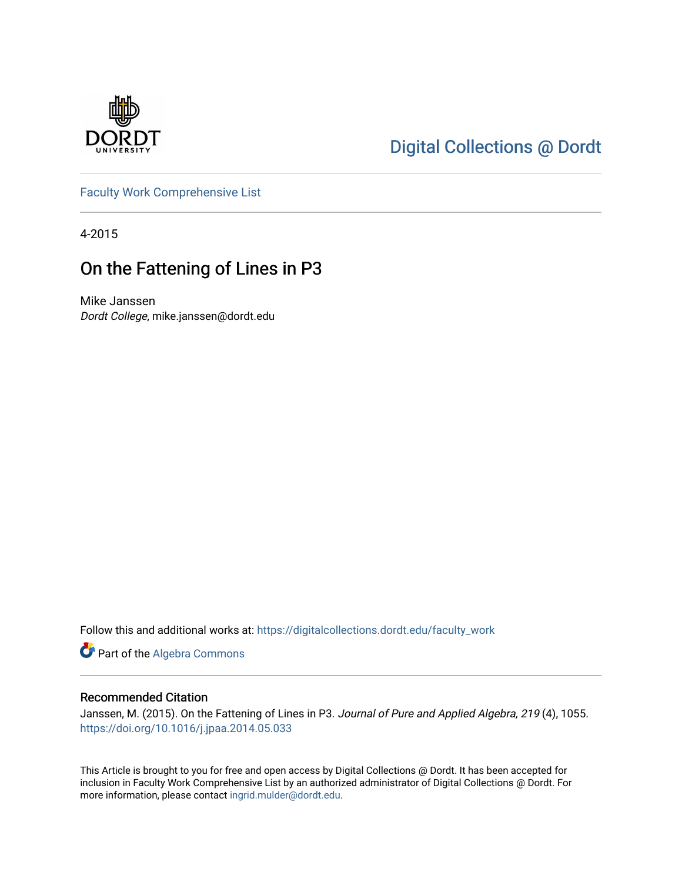Digital Collections @ Dordt

Faculty Work Comprehensive List

4-2015

# On the Fattening of Lines in P3

Mike Janssen
*Dordt College*, mike.janssen@dordt.edu

Follow this and additional works at: https://digitalcollections.dordt.edu/faculty_work

Part of the Algebra Commons

## Recommended Citation

Janssen, M. (2015). On the Fattening of Lines in P3. *Journal of Pure and Applied Algebra, 219* (4), 1055. https://doi.org/10.1016/j.jpaa.2014.05.033

This Article is brought to you for free and open access by Digital Collections @ Dordt. It has been accepted for inclusion in Faculty Work Comprehensive List by an authorized administrator of Digital Collections @ Dordt. For more information, please contact ingrid.mulder@dordt.edu.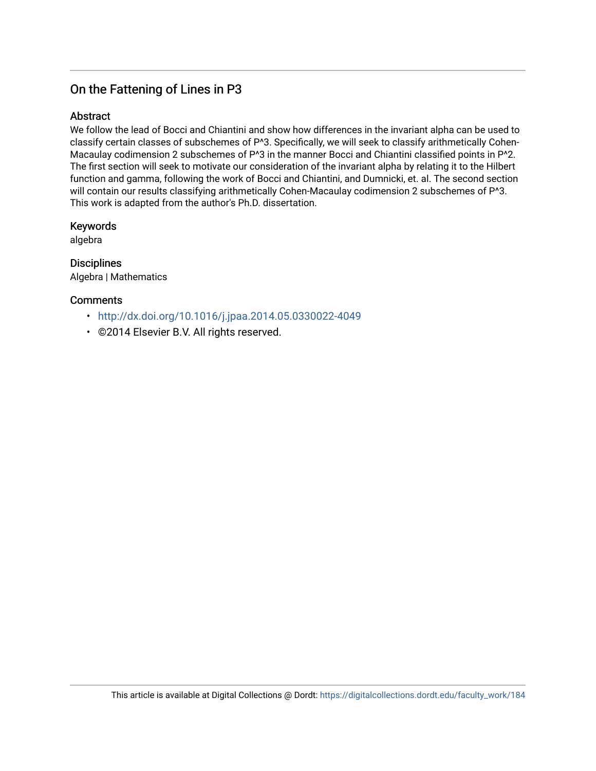## On the Fattening of Lines in P3

### Abstract

We follow the lead of Bocci and Chiantini and show how differences in the invariant alpha can be used to classify certain classes of subschemes of P^3. Specifically, we will seek to classify arithmetically Cohen-Macaulay codimension 2 subschemes of P^3 in the manner Bocci and Chiantini classified points in P^2. The first section will seek to motivate our consideration of the invariant alpha by relating it to the Hilbert function and gamma, following the work of Bocci and Chiantini, and Dumnicki, et. al. The second section will contain our results classifying arithmetically Cohen-Macaulay codimension 2 subschemes of P^3. This work is adapted from the author's Ph.D. dissertation.

### Keywords

algebra

### Disciplines

Algebra | Mathematics

### Comments

- http://dx.doi.org/10.1016/j.jpaa.2014.05.0330022-4049
- ©2014 Elsevier B.V. All rights reserved.

This article is available at Digital Collections @ Dordt: https://digitalcollections.dordt.edu/faculty_work/184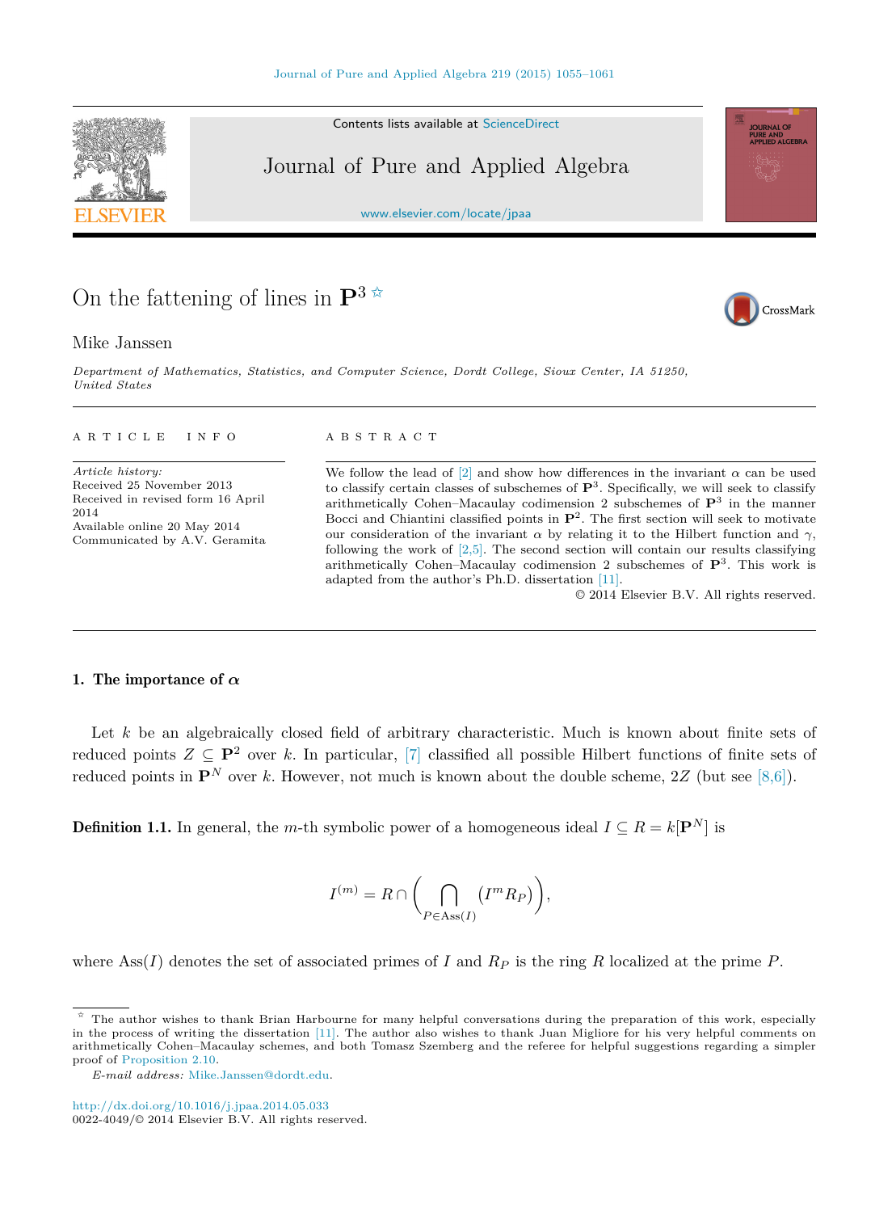Contents lists available at ScienceDirect

# Journal of Pure and Applied Algebra

www.elsevier.com/locate/jpaa

# On the fattening of lines in $\mathbf{P}^3$ ☆

Mike Janssen

*Department of Mathematics, Statistics, and Computer Science, Dordt College, Sioux Center, IA 51250, United States*

---

ARTICLE INFO

*Article history:*
Received 25 November 2013
Received in revised form 16 April 2014
Available online 20 May 2014
Communicated by A.V. Geramita

ABSTRACT

We follow the lead of [2] and show how differences in the invariant $\alpha$ can be used to classify certain classes of subschemes of $\mathbf{P}^3$. Specifically, we will seek to classify arithmetically Cohen–Macaulay codimension 2 subschemes of $\mathbf{P}^3$ in the manner Bocci and Chiantini classified points in $\mathbf{P}^2$. The first section will seek to motivate our consideration of the invariant $\alpha$ by relating it to the Hilbert function and $\gamma$, following the work of [2,5]. The second section will contain our results classifying arithmetically Cohen–Macaulay codimension 2 subschemes of $\mathbf{P}^3$. This work is adapted from the author's Ph.D. dissertation [11].

© 2014 Elsevier B.V. All rights reserved.

---

## 1. The importance of $\alpha$

Let $k$ be an algebraically closed field of arbitrary characteristic. Much is known about finite sets of reduced points $Z \subseteq \mathbf{P}^2$ over $k$. In particular, [7] classified all possible Hilbert functions of finite sets of reduced points in $\mathbf{P}^N$ over $k$. However, not much is known about the double scheme, $2Z$ (but see [8,6]).

**Definition 1.1.** In general, the $m$-th symbolic power of a homogeneous ideal $I \subseteq R = k[\mathbf{P}^N]$ is

$$I^{(m)} = R \cap \left( \bigcap_{P \in \mathrm{Ass}(I)} (I^m R_P) \right),$$

where $\mathrm{Ass}(I)$ denotes the set of associated primes of $I$ and $R_P$ is the ring $R$ localized at the prime $P$.

---

☆ The author wishes to thank Brian Harbourne for many helpful conversations during the preparation of this work, especially in the process of writing the dissertation [11]. The author also wishes to thank Juan Migliore for his very helpful comments on arithmetically Cohen–Macaulay schemes, and both Tomasz Szemberg and the referee for helpful suggestions regarding a simpler proof of Proposition 2.10.

*E-mail address:* Mike.Janssen@dordt.edu.

http://dx.doi.org/10.1016/j.jpaa.2014.05.033
0022-4049/© 2014 Elsevier B.V. All rights reserved.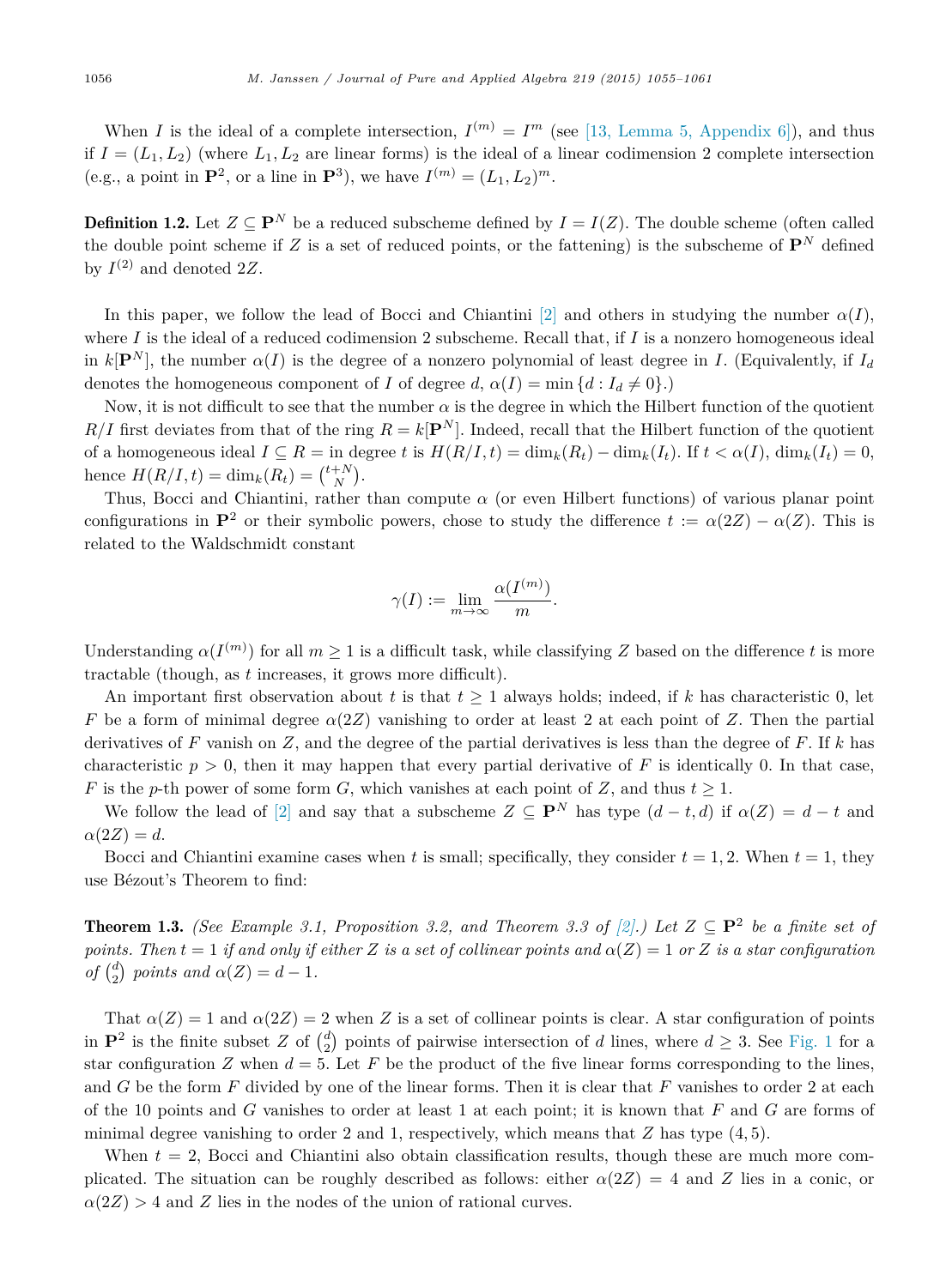When $I$ is the ideal of a complete intersection, $I^{(m)} = I^m$ (see [13, Lemma 5, Appendix 6]), and thus if $I = (L_1, L_2)$ (where $L_1, L_2$ are linear forms) is the ideal of a linear codimension 2 complete intersection (e.g., a point in $\mathbf{P}^2$, or a line in $\mathbf{P}^3$), we have $I^{(m)} = (L_1, L_2)^m$.

**Definition 1.2.** Let $Z \subseteq \mathbf{P}^N$ be a reduced subscheme defined by $I = I(Z)$. The double scheme (often called the double point scheme if $Z$ is a set of reduced points, or the fattening) is the subscheme of $\mathbf{P}^N$ defined by $I^{(2)}$ and denoted $2Z$.

In this paper, we follow the lead of Bocci and Chiantini [2] and others in studying the number $\alpha(I)$, where $I$ is the ideal of a reduced codimension 2 subscheme. Recall that, if $I$ is a nonzero homogeneous ideal in $k[\mathbf{P}^N]$, the number $\alpha(I)$ is the degree of a nonzero polynomial of least degree in $I$. (Equivalently, if $I_d$ denotes the homogeneous component of $I$ of degree $d$, $\alpha(I) = \min\{d : I_d \neq 0\}$.)

Now, it is not difficult to see that the number $\alpha$ is the degree in which the Hilbert function of the quotient $R/I$ first deviates from that of the ring $R = k[\mathbf{P}^N]$. Indeed, recall that the Hilbert function of the quotient of a homogeneous ideal $I \subseteq R =$ in degree $t$ is $H(R/I, t) = \dim_k(R_t) - \dim_k(I_t)$. If $t < \alpha(I)$, $\dim_k(I_t) = 0$, hence $H(R/I, t) = \dim_k(R_t) = \binom{t+N}{N}$.

Thus, Bocci and Chiantini, rather than compute $\alpha$ (or even Hilbert functions) of various planar point configurations in $\mathbf{P}^2$ or their symbolic powers, chose to study the difference $t := \alpha(2Z) - \alpha(Z)$. This is related to the Waldschmidt constant

$$\gamma(I) := \lim_{m \to \infty} \frac{\alpha(I^{(m)})}{m}.$$

Understanding $\alpha(I^{(m)})$ for all $m \geq 1$ is a difficult task, while classifying $Z$ based on the difference $t$ is more tractable (though, as $t$ increases, it grows more difficult).

An important first observation about $t$ is that $t \geq 1$ always holds; indeed, if $k$ has characteristic 0, let $F$ be a form of minimal degree $\alpha(2Z)$ vanishing to order at least 2 at each point of $Z$. Then the partial derivatives of $F$ vanish on $Z$, and the degree of the partial derivatives is less than the degree of $F$. If $k$ has characteristic $p > 0$, then it may happen that every partial derivative of $F$ is identically 0. In that case, $F$ is the $p$-th power of some form $G$, which vanishes at each point of $Z$, and thus $t \geq 1$.

We follow the lead of [2] and say that a subscheme $Z \subseteq \mathbf{P}^N$ has type $(d - t, d)$ if $\alpha(Z) = d - t$ and $\alpha(2Z) = d$.

Bocci and Chiantini examine cases when $t$ is small; specifically, they consider $t = 1, 2$. When $t = 1$, they use Bézout's Theorem to find:

**Theorem 1.3.** *(See Example 3.1, Proposition 3.2, and Theorem 3.3 of [2].) Let $Z \subseteq \mathbf{P}^2$ be a finite set of points. Then $t = 1$ if and only if either $Z$ is a set of collinear points and $\alpha(Z) = 1$ or $Z$ is a star configuration of $\binom{d}{2}$ points and $\alpha(Z) = d - 1$.*

That $\alpha(Z) = 1$ and $\alpha(2Z) = 2$ when $Z$ is a set of collinear points is clear. A star configuration of points in $\mathbf{P}^2$ is the finite subset $Z$ of $\binom{d}{2}$ points of pairwise intersection of $d$ lines, where $d \geq 3$. See Fig. 1 for a star configuration $Z$ when $d = 5$. Let $F$ be the product of the five linear forms corresponding to the lines, and $G$ be the form $F$ divided by one of the linear forms. Then it is clear that $F$ vanishes to order 2 at each of the 10 points and $G$ vanishes to order at least 1 at each point; it is known that $F$ and $G$ are forms of minimal degree vanishing to order 2 and 1, respectively, which means that $Z$ has type $(4, 5)$.

When $t = 2$, Bocci and Chiantini also obtain classification results, though these are much more complicated. The situation can be roughly described as follows: either $\alpha(2Z) = 4$ and $Z$ lies in a conic, or $\alpha(2Z) > 4$ and $Z$ lies in the nodes of the union of rational curves.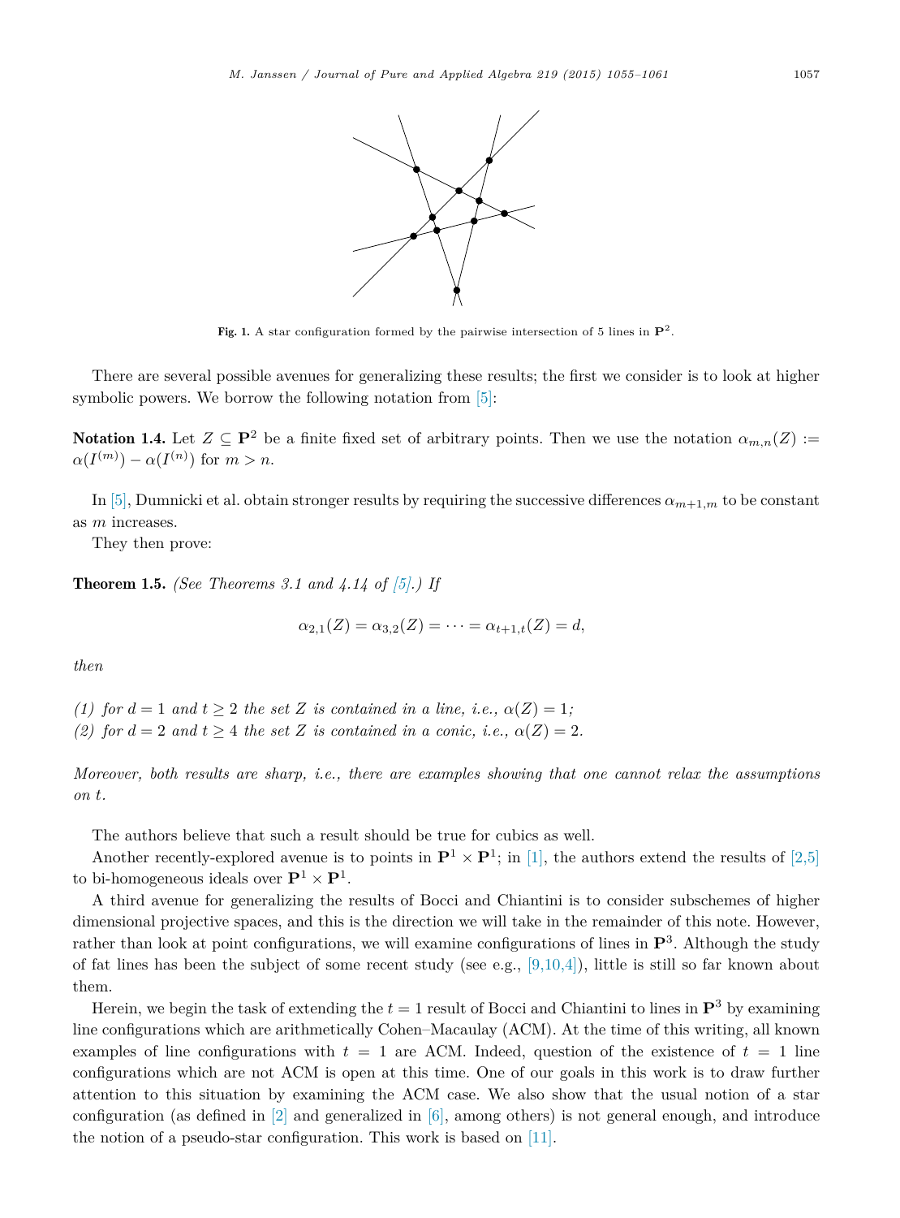Fig. 1. A star configuration formed by the pairwise intersection of 5 lines in $\mathbf{P}^2$.

There are several possible avenues for generalizing these results; the first we consider is to look at higher symbolic powers. We borrow the following notation from [5]:

**Notation 1.4.** Let $Z \subseteq \mathbf{P}^2$ be a finite fixed set of arbitrary points. Then we use the notation $\alpha_{m,n}(Z) := \alpha(I^{(m)}) - \alpha(I^{(n)})$ for $m > n$.

In [5], Dumnicki et al. obtain stronger results by requiring the successive differences $\alpha_{m+1,m}$ to be constant as $m$ increases.

They then prove:

**Theorem 1.5.** *(See Theorems 3.1 and 4.14 of [5].) If*

$$\alpha_{2,1}(Z) = \alpha_{3,2}(Z) = \cdots = \alpha_{t+1,t}(Z) = d,$$

*then*

*(1) for $d = 1$ and $t \geq 2$ the set $Z$ is contained in a line, i.e., $\alpha(Z) = 1$;*
*(2) for $d = 2$ and $t \geq 4$ the set $Z$ is contained in a conic, i.e., $\alpha(Z) = 2$.*

*Moreover, both results are sharp, i.e., there are examples showing that one cannot relax the assumptions on $t$.*

The authors believe that such a result should be true for cubics as well.

Another recently-explored avenue is to points in $\mathbf{P}^1 \times \mathbf{P}^1$; in [1], the authors extend the results of [2,5] to bi-homogeneous ideals over $\mathbf{P}^1 \times \mathbf{P}^1$.

A third avenue for generalizing the results of Bocci and Chiantini is to consider subschemes of higher dimensional projective spaces, and this is the direction we will take in the remainder of this note. However, rather than look at point configurations, we will examine configurations of lines in $\mathbf{P}^3$. Although the study of fat lines has been the subject of some recent study (see e.g., [9,10,4]), little is still so far known about them.

Herein, we begin the task of extending the $t = 1$ result of Bocci and Chiantini to lines in $\mathbf{P}^3$ by examining line configurations which are arithmetically Cohen–Macaulay (ACM). At the time of this writing, all known examples of line configurations with $t = 1$ are ACM. Indeed, question of the existence of $t = 1$ line configurations which are not ACM is open at this time. One of our goals in this work is to draw further attention to this situation by examining the ACM case. We also show that the usual notion of a star configuration (as defined in [2] and generalized in [6], among others) is not general enough, and introduce the notion of a pseudo-star configuration. This work is based on [11].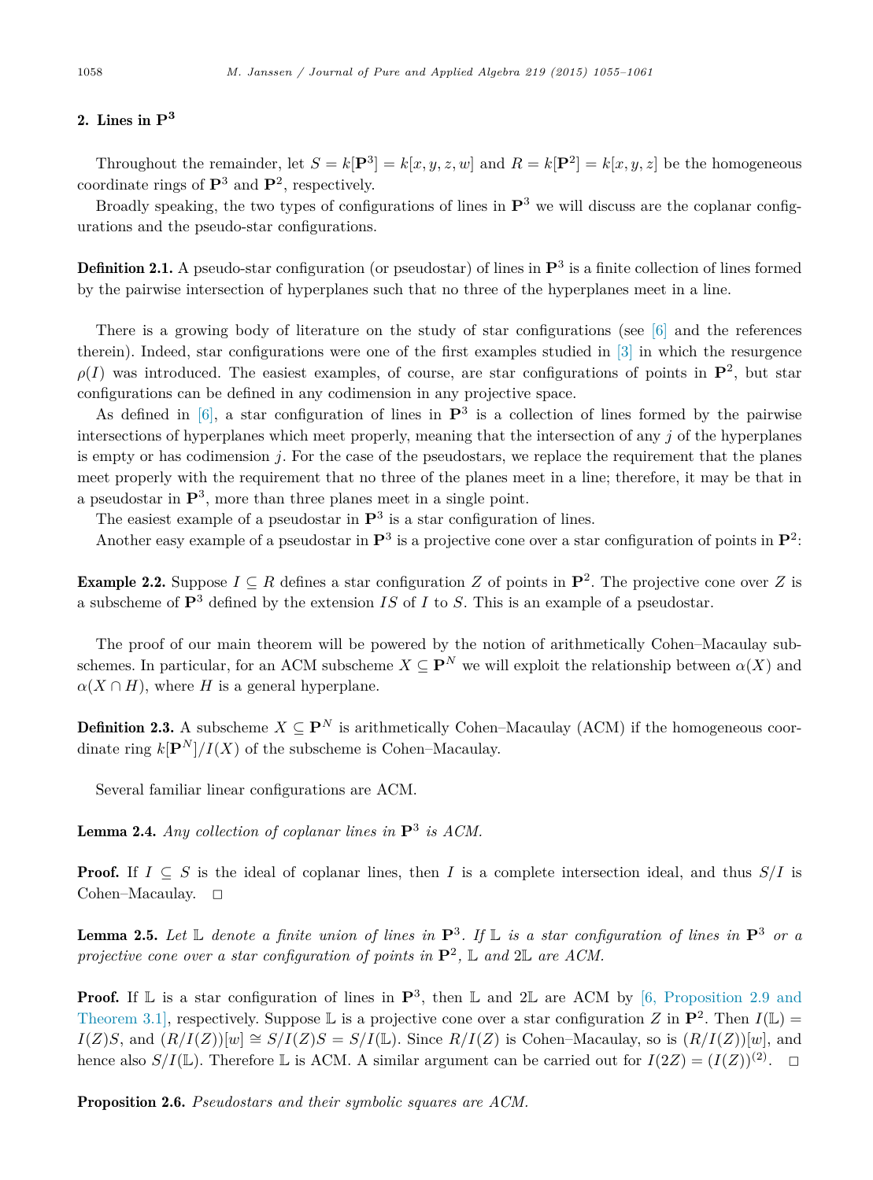## 2. Lines in $\mathbf{P}^3$

Throughout the remainder, let $S = k[\mathbf{P}^3] = k[x, y, z, w]$ and $R = k[\mathbf{P}^2] = k[x, y, z]$ be the homogeneous coordinate rings of $\mathbf{P}^3$ and $\mathbf{P}^2$, respectively.

Broadly speaking, the two types of configurations of lines in $\mathbf{P}^3$ we will discuss are the coplanar configurations and the pseudo-star configurations.

**Definition 2.1.** A pseudo-star configuration (or pseudostar) of lines in $\mathbf{P}^3$ is a finite collection of lines formed by the pairwise intersection of hyperplanes such that no three of the hyperplanes meet in a line.

There is a growing body of literature on the study of star configurations (see [6] and the references therein). Indeed, star configurations were one of the first examples studied in [3] in which the resurgence $\rho(I)$ was introduced. The easiest examples, of course, are star configurations of points in $\mathbf{P}^2$, but star configurations can be defined in any codimension in any projective space.

As defined in [6], a star configuration of lines in $\mathbf{P}^3$ is a collection of lines formed by the pairwise intersections of hyperplanes which meet properly, meaning that the intersection of any $j$ of the hyperplanes is empty or has codimension $j$. For the case of the pseudostars, we replace the requirement that the planes meet properly with the requirement that no three of the planes meet in a line; therefore, it may be that in a pseudostar in $\mathbf{P}^3$, more than three planes meet in a single point.

The easiest example of a pseudostar in $\mathbf{P}^3$ is a star configuration of lines.

Another easy example of a pseudostar in $\mathbf{P}^3$ is a projective cone over a star configuration of points in $\mathbf{P}^2$:

**Example 2.2.** Suppose $I \subseteq R$ defines a star configuration $Z$ of points in $\mathbf{P}^2$. The projective cone over $Z$ is a subscheme of $\mathbf{P}^3$ defined by the extension $IS$ of $I$ to $S$. This is an example of a pseudostar.

The proof of our main theorem will be powered by the notion of arithmetically Cohen–Macaulay subschemes. In particular, for an ACM subscheme $X \subseteq \mathbf{P}^N$ we will exploit the relationship between $\alpha(X)$ and $\alpha(X \cap H)$, where $H$ is a general hyperplane.

**Definition 2.3.** A subscheme $X \subseteq \mathbf{P}^N$ is arithmetically Cohen–Macaulay (ACM) if the homogeneous coordinate ring $k[\mathbf{P}^N]/I(X)$ of the subscheme is Cohen–Macaulay.

Several familiar linear configurations are ACM.

**Lemma 2.4.** *Any collection of coplanar lines in $\mathbf{P}^3$ is ACM.*

**Proof.** If $I \subseteq S$ is the ideal of coplanar lines, then $I$ is a complete intersection ideal, and thus $S/I$ is Cohen–Macaulay. □

**Lemma 2.5.** *Let $\mathbb{L}$ denote a finite union of lines in $\mathbf{P}^3$. If $\mathbb{L}$ is a star configuration of lines in $\mathbf{P}^3$ or a projective cone over a star configuration of points in $\mathbf{P}^2$, $\mathbb{L}$ and $2\mathbb{L}$ are ACM.*

**Proof.** If $\mathbb{L}$ is a star configuration of lines in $\mathbf{P}^3$, then $\mathbb{L}$ and $2\mathbb{L}$ are ACM by [6, Proposition 2.9 and Theorem 3.1], respectively. Suppose $\mathbb{L}$ is a projective cone over a star configuration $Z$ in $\mathbf{P}^2$. Then $I(\mathbb{L}) = I(Z)S$, and $(R/I(Z))[w] \cong S/I(Z)S = S/I(\mathbb{L})$. Since $R/I(Z)$ is Cohen–Macaulay, so is $(R/I(Z))[w]$, and hence also $S/I(\mathbb{L})$. Therefore $\mathbb{L}$ is ACM. A similar argument can be carried out for $I(2Z) = (I(Z))^{(2)}$. □

**Proposition 2.6.** *Pseudostars and their symbolic squares are ACM.*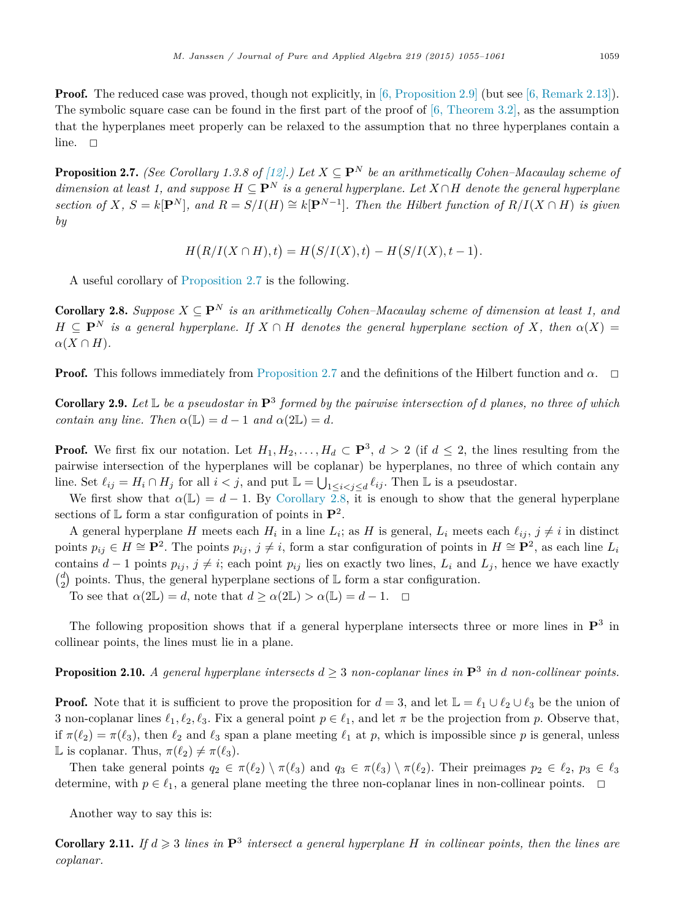**Proof.** The reduced case was proved, though not explicitly, in [6, Proposition 2.9] (but see [6, Remark 2.13]). The symbolic square case can be found in the first part of the proof of [6, Theorem 3.2], as the assumption that the hyperplanes meet properly can be relaxed to the assumption that no three hyperplanes contain a line. $\square$

**Proposition 2.7.** *(See Corollary 1.3.8 of [12].) Let $X \subseteq \mathbf{P}^N$ be an arithmetically Cohen–Macaulay scheme of dimension at least 1, and suppose $H \subseteq \mathbf{P}^N$ is a general hyperplane. Let $X \cap H$ denote the general hyperplane section of $X$, $S = k[\mathbf{P}^N]$, and $R = S/I(H) \cong k[\mathbf{P}^{N-1}]$. Then the Hilbert function of $R/I(X \cap H)$ is given by*

$$H\big(R/I(X \cap H), t\big) = H\big(S/I(X), t\big) - H\big(S/I(X), t-1\big).$$

A useful corollary of Proposition 2.7 is the following.

**Corollary 2.8.** *Suppose $X \subseteq \mathbf{P}^N$ is an arithmetically Cohen–Macaulay scheme of dimension at least 1, and $H \subseteq \mathbf{P}^N$ is a general hyperplane. If $X \cap H$ denotes the general hyperplane section of $X$, then $\alpha(X) = \alpha(X \cap H)$.*

**Proof.** This follows immediately from Proposition 2.7 and the definitions of the Hilbert function and $\alpha$. $\square$

**Corollary 2.9.** *Let $\mathbb{L}$ be a pseudostar in $\mathbf{P}^3$ formed by the pairwise intersection of $d$ planes, no three of which contain any line. Then $\alpha(\mathbb{L}) = d - 1$ and $\alpha(2\mathbb{L}) = d$.*

**Proof.** We first fix our notation. Let $H_1, H_2, \ldots, H_d \subset \mathbf{P}^3$, $d > 2$ (if $d \leq 2$, the lines resulting from the pairwise intersection of the hyperplanes will be coplanar) be hyperplanes, no three of which contain any line. Set $\ell_{ij} = H_i \cap H_j$ for all $i < j$, and put $\mathbb{L} = \bigcup_{1 \leq i < j \leq d} \ell_{ij}$. Then $\mathbb{L}$ is a pseudostar.

We first show that $\alpha(\mathbb{L}) = d - 1$. By Corollary 2.8, it is enough to show that the general hyperplane sections of $\mathbb{L}$ form a star configuration of points in $\mathbf{P}^2$.

A general hyperplane $H$ meets each $H_i$ in a line $L_i$; as $H$ is general, $L_i$ meets each $\ell_{ij}$, $j \neq i$ in distinct points $p_{ij} \in H \cong \mathbf{P}^2$. The points $p_{ij}$, $j \neq i$, form a star configuration of points in $H \cong \mathbf{P}^2$, as each line $L_i$ contains $d - 1$ points $p_{ij}$, $j \neq i$; each point $p_{ij}$ lies on exactly two lines, $L_i$ and $L_j$, hence we have exactly $\binom{d}{2}$ points. Thus, the general hyperplane sections of $\mathbb{L}$ form a star configuration.

To see that $\alpha(2\mathbb{L}) = d$, note that $d \geq \alpha(2\mathbb{L}) > \alpha(\mathbb{L}) = d - 1$. $\square$

The following proposition shows that if a general hyperplane intersects three or more lines in $\mathbf{P}^3$ in collinear points, the lines must lie in a plane.

**Proposition 2.10.** *A general hyperplane intersects $d \geq 3$ non-coplanar lines in $\mathbf{P}^3$ in $d$ non-collinear points.*

**Proof.** Note that it is sufficient to prove the proposition for $d = 3$, and let $\mathbb{L} = \ell_1 \cup \ell_2 \cup \ell_3$ be the union of 3 non-coplanar lines $\ell_1, \ell_2, \ell_3$. Fix a general point $p \in \ell_1$, and let $\pi$ be the projection from $p$. Observe that, if $\pi(\ell_2) = \pi(\ell_3)$, then $\ell_2$ and $\ell_3$ span a plane meeting $\ell_1$ at $p$, which is impossible since $p$ is general, unless $\mathbb{L}$ is coplanar. Thus, $\pi(\ell_2) \neq \pi(\ell_3)$.

Then take general points $q_2 \in \pi(\ell_2) \setminus \pi(\ell_3)$ and $q_3 \in \pi(\ell_3) \setminus \pi(\ell_2)$. Their preimages $p_2 \in \ell_2$, $p_3 \in \ell_3$ determine, with $p \in \ell_1$, a general plane meeting the three non-coplanar lines in non-collinear points. $\square$

Another way to say this is:

**Corollary 2.11.** *If $d \geqslant 3$ lines in $\mathbf{P}^3$ intersect a general hyperplane $H$ in collinear points, then the lines are coplanar.*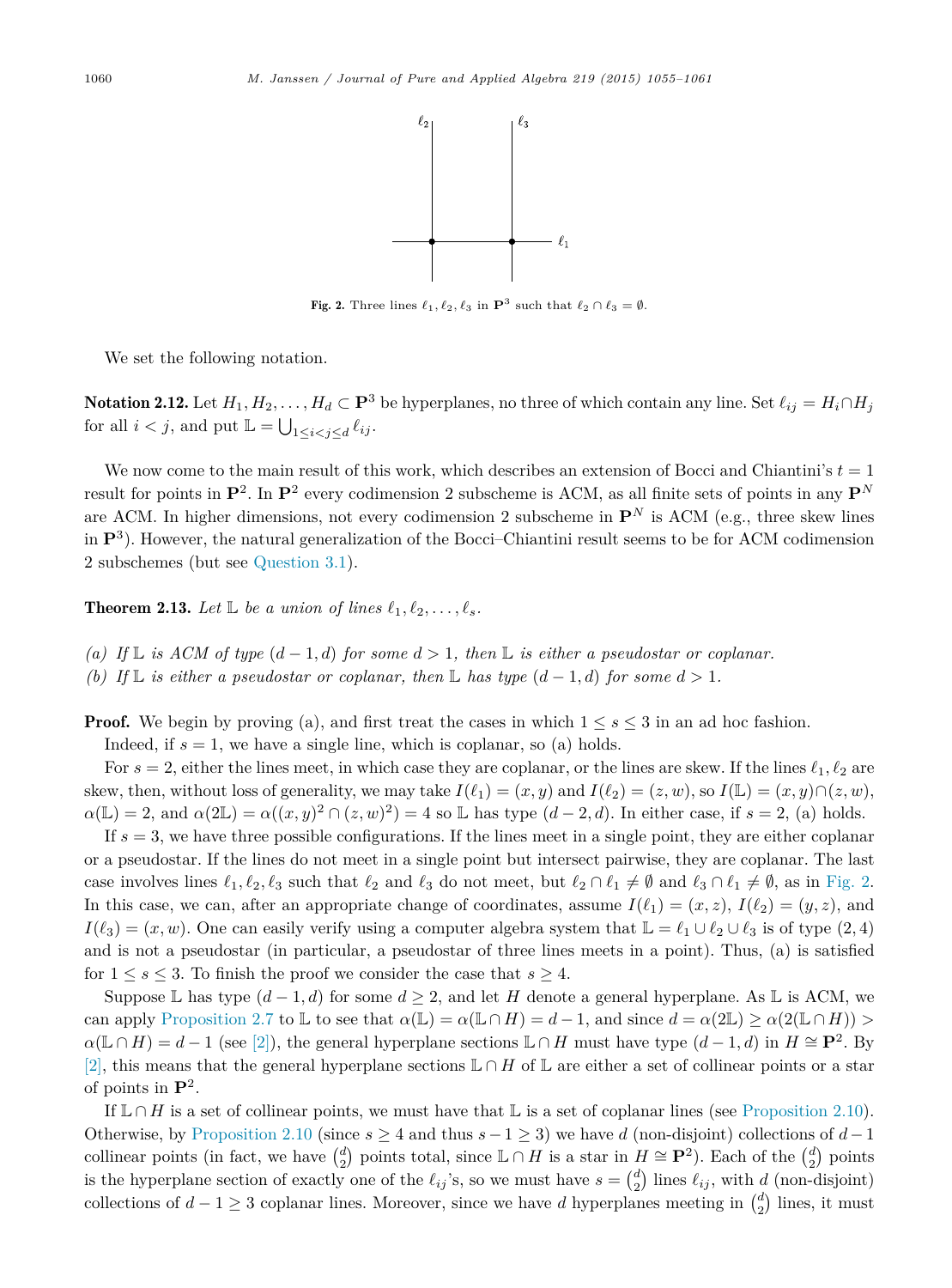Fig. 2. Three lines $\ell_1, \ell_2, \ell_3$ in $\mathbf{P}^3$ such that $\ell_2 \cap \ell_3 = \emptyset$.

We set the following notation.

**Notation 2.12.** Let $H_1, H_2, \dots, H_d \subset \mathbf{P}^3$ be hyperplanes, no three of which contain any line. Set $\ell_{ij} = H_i \cap H_j$ for all $i < j$, and put $\mathbb{L} = \bigcup_{1 \le i < j \le d} \ell_{ij}$.

We now come to the main result of this work, which describes an extension of Bocci and Chiantini's $t = 1$ result for points in $\mathbf{P}^2$. In $\mathbf{P}^2$ every codimension 2 subscheme is ACM, as all finite sets of points in any $\mathbf{P}^N$ are ACM. In higher dimensions, not every codimension 2 subscheme in $\mathbf{P}^N$ is ACM (e.g., three skew lines in $\mathbf{P}^3$). However, the natural generalization of the Bocci–Chiantini result seems to be for ACM codimension 2 subschemes (but see Question 3.1).

**Theorem 2.13.** *Let $\mathbb{L}$ be a union of lines $\ell_1, \ell_2, \dots, \ell_s$.*

*(a) If $\mathbb{L}$ is ACM of type $(d-1, d)$ for some $d > 1$, then $\mathbb{L}$ is either a pseudostar or coplanar.*
*(b) If $\mathbb{L}$ is either a pseudostar or coplanar, then $\mathbb{L}$ has type $(d-1, d)$ for some $d > 1$.*

**Proof.** We begin by proving (a), and first treat the cases in which $1 \le s \le 3$ in an ad hoc fashion.

Indeed, if $s = 1$, we have a single line, which is coplanar, so (a) holds.

For $s = 2$, either the lines meet, in which case they are coplanar, or the lines are skew. If the lines $\ell_1, \ell_2$ are skew, then, without loss of generality, we may take $I(\ell_1) = (x, y)$ and $I(\ell_2) = (z, w)$, so $I(\mathbb{L}) = (x, y) \cap (z, w)$, $\alpha(\mathbb{L}) = 2$, and $\alpha(2\mathbb{L}) = \alpha((x, y)^2 \cap (z, w)^2) = 4$ so $\mathbb{L}$ has type $(d-2, d)$. In either case, if $s = 2$, (a) holds.

If $s = 3$, we have three possible configurations. If the lines meet in a single point, they are either coplanar or a pseudostar. If the lines do not meet in a single point but intersect pairwise, they are coplanar. The last case involves lines $\ell_1, \ell_2, \ell_3$ such that $\ell_2$ and $\ell_3$ do not meet, but $\ell_2 \cap \ell_1 \ne \emptyset$ and $\ell_3 \cap \ell_1 \ne \emptyset$, as in Fig. 2. In this case, we can, after an appropriate change of coordinates, assume $I(\ell_1) = (x, z)$, $I(\ell_2) = (y, z)$, and $I(\ell_3) = (x, w)$. One can easily verify using a computer algebra system that $\mathbb{L} = \ell_1 \cup \ell_2 \cup \ell_3$ is of type $(2, 4)$ and is not a pseudostar (in particular, a pseudostar of three lines meets in a point). Thus, (a) is satisfied for $1 \le s \le 3$. To finish the proof we consider the case that $s \ge 4$.

Suppose $\mathbb{L}$ has type $(d-1, d)$ for some $d \ge 2$, and let $H$ denote a general hyperplane. As $\mathbb{L}$ is ACM, we can apply Proposition 2.7 to $\mathbb{L}$ to see that $\alpha(\mathbb{L}) = \alpha(\mathbb{L} \cap H) = d - 1$, and since $d = \alpha(2\mathbb{L}) \ge \alpha(2(\mathbb{L} \cap H)) > \alpha(\mathbb{L} \cap H) = d - 1$ (see [2]), the general hyperplane sections $\mathbb{L} \cap H$ must have type $(d-1, d)$ in $H \cong \mathbf{P}^2$. By [2], this means that the general hyperplane sections $\mathbb{L} \cap H$ of $\mathbb{L}$ are either a set of collinear points or a star of points in $\mathbf{P}^2$.

If $\mathbb{L} \cap H$ is a set of collinear points, we must have that $\mathbb{L}$ is a set of coplanar lines (see Proposition 2.10). Otherwise, by Proposition 2.10 (since $s \ge 4$ and thus $s - 1 \ge 3$) we have $d$ (non-disjoint) collections of $d - 1$ collinear points (in fact, we have $\binom{d}{2}$ points total, since $\mathbb{L} \cap H$ is a star in $H \cong \mathbf{P}^2$). Each of the $\binom{d}{2}$ points is the hyperplane section of exactly one of the $\ell_{ij}$'s, so we must have $s = \binom{d}{2}$ lines $\ell_{ij}$, with $d$ (non-disjoint) collections of $d - 1 \ge 3$ coplanar lines. Moreover, since we have $d$ hyperplanes meeting in $\binom{d}{2}$ lines, it must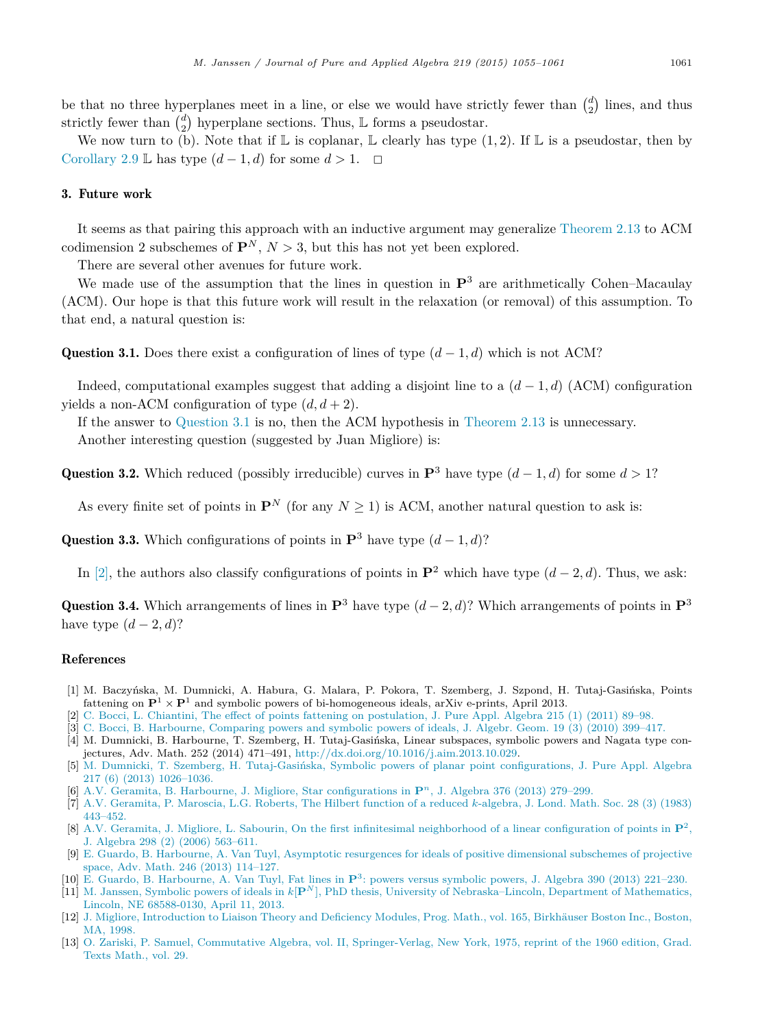be that no three hyperplanes meet in a line, or else we would have strictly fewer than $\binom{d}{2}$ lines, and thus strictly fewer than $\binom{d}{2}$ hyperplane sections. Thus, $\mathbb{L}$ forms a pseudostar.

We now turn to (b). Note that if $\mathbb{L}$ is coplanar, $\mathbb{L}$ clearly has type $(1, 2)$. If $\mathbb{L}$ is a pseudostar, then by Corollary 2.9 $\mathbb{L}$ has type $(d-1, d)$ for some $d > 1$. □

## 3. Future work

It seems as that pairing this approach with an inductive argument may generalize Theorem 2.13 to ACM codimension 2 subschemes of $\mathbf{P}^N$, $N > 3$, but this has not yet been explored.

There are several other avenues for future work.

We made use of the assumption that the lines in question in $\mathbf{P}^3$ are arithmetically Cohen–Macaulay (ACM). Our hope is that this future work will result in the relaxation (or removal) of this assumption. To that end, a natural question is:

**Question 3.1.** Does there exist a configuration of lines of type $(d-1, d)$ which is not ACM?

Indeed, computational examples suggest that adding a disjoint line to a $(d-1, d)$ (ACM) configuration yields a non-ACM configuration of type $(d, d+2)$.

If the answer to Question 3.1 is no, then the ACM hypothesis in Theorem 2.13 is unnecessary.

Another interesting question (suggested by Juan Migliore) is:

**Question 3.2.** Which reduced (possibly irreducible) curves in $\mathbf{P}^3$ have type $(d-1, d)$ for some $d > 1$?

As every finite set of points in $\mathbf{P}^N$ (for any $N \geq 1$) is ACM, another natural question to ask is:

**Question 3.3.** Which configurations of points in $\mathbf{P}^3$ have type $(d-1, d)$?

In [2], the authors also classify configurations of points in $\mathbf{P}^2$ which have type $(d-2, d)$. Thus, we ask:

**Question 3.4.** Which arrangements of lines in $\mathbf{P}^3$ have type $(d-2, d)$? Which arrangements of points in $\mathbf{P}^3$ have type $(d-2, d)$?

## References

[1] M. Baczyńska, M. Dumnicki, A. Habura, G. Malara, P. Pokora, T. Szemberg, J. Szpond, H. Tutaj-Gasińska, Points fattening on $\mathbf{P}^1 \times \mathbf{P}^1$ and symbolic powers of bi-homogeneous ideals, arXiv e-prints, April 2013.

[2] C. Bocci, L. Chiantini, The effect of points fattening on postulation, J. Pure Appl. Algebra 215 (1) (2011) 89–98.

[3] C. Bocci, B. Harbourne, Comparing powers and symbolic powers of ideals, J. Algebr. Geom. 19 (3) (2010) 399–417.

[4] M. Dumnicki, B. Harbourne, T. Szemberg, H. Tutaj-Gasińska, Linear subspaces, symbolic powers and Nagata type conjectures, Adv. Math. 252 (2014) 471–491, http://dx.doi.org/10.1016/j.aim.2013.10.029.

[5] M. Dumnicki, T. Szemberg, H. Tutaj-Gasińska, Symbolic powers of planar point configurations, J. Pure Appl. Algebra 217 (6) (2013) 1026–1036.

[6] A.V. Geramita, B. Harbourne, J. Migliore, Star configurations in $\mathbf{P}^n$, J. Algebra 376 (2013) 279–299.

[7] A.V. Geramita, P. Maroscia, L.G. Roberts, The Hilbert function of a reduced $k$-algebra, J. Lond. Math. Soc. 28 (3) (1983) 443–452.

[8] A.V. Geramita, J. Migliore, L. Sabourin, On the first infinitesimal neighborhood of a linear configuration of points in $\mathbf{P}^2$, J. Algebra 298 (2) (2006) 563–611.

[9] E. Guardo, B. Harbourne, A. Van Tuyl, Asymptotic resurgences for ideals of positive dimensional subschemes of projective space, Adv. Math. 246 (2013) 114–127.

[10] E. Guardo, B. Harbourne, A. Van Tuyl, Fat lines in $\mathbf{P}^3$: powers versus symbolic powers, J. Algebra 390 (2013) 221–230.

[11] M. Janssen, Symbolic powers of ideals in $k[\mathbf{P}^N]$, PhD thesis, University of Nebraska–Lincoln, Department of Mathematics, Lincoln, NE 68588-0130, April 11, 2013.

[12] J. Migliore, Introduction to Liaison Theory and Deficiency Modules, Prog. Math., vol. 165, Birkhäuser Boston Inc., Boston, MA, 1998.

[13] O. Zariski, P. Samuel, Commutative Algebra, vol. II, Springer-Verlag, New York, 1975, reprint of the 1960 edition, Grad. Texts Math., vol. 29.